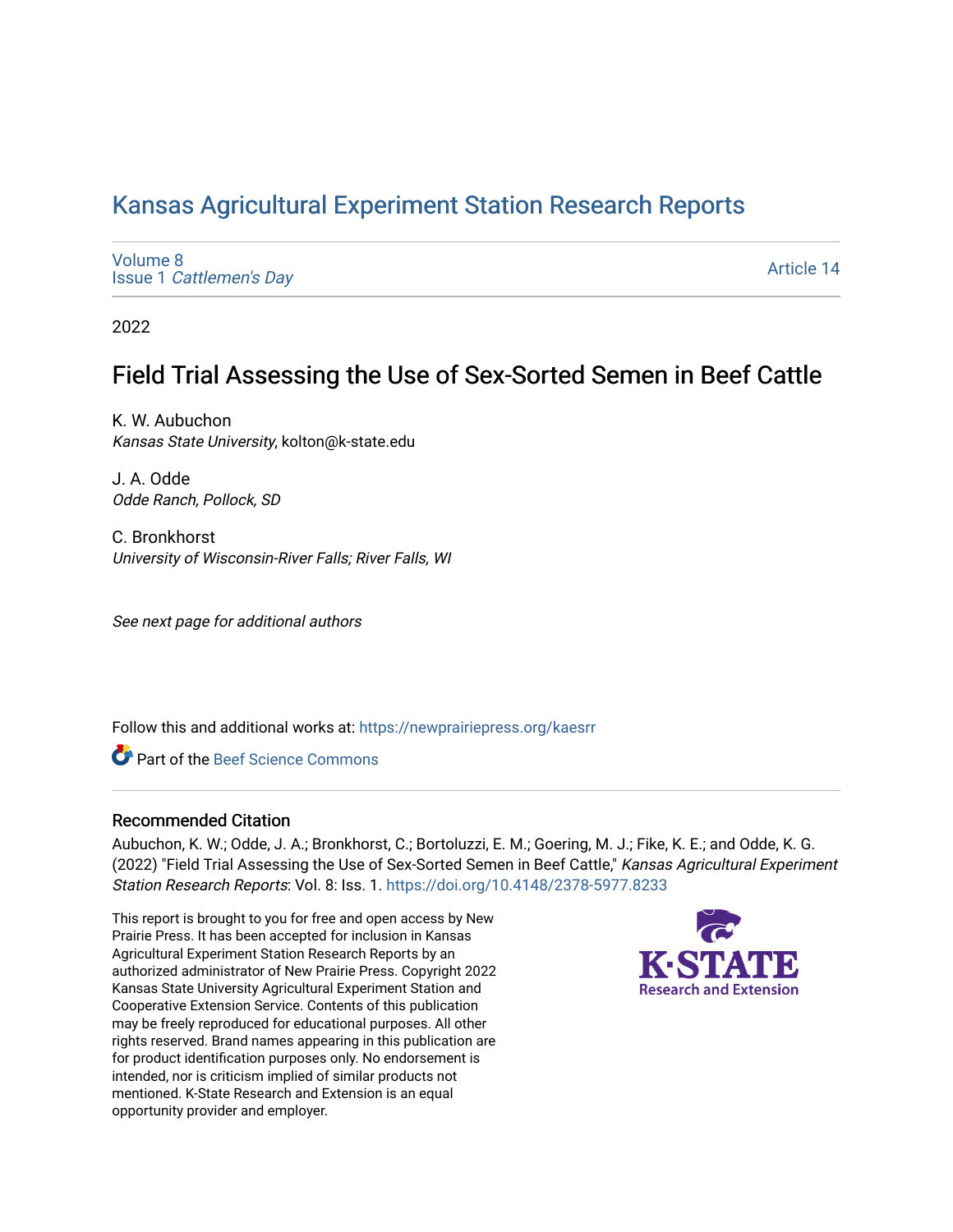# Kansas Agricultural Experiment Station Research Reports

Volume 8
Issue 1 *Cattlemen's Day*

Article 14

2022

## Field Trial Assessing the Use of Sex-Sorted Semen in Beef Cattle

K. W. Aubuchon
*Kansas State University*, kolton@k-state.edu

J. A. Odde
*Odde Ranch, Pollock, SD*

C. Bronkhorst
*University of Wisconsin-River Falls; River Falls, WI*

*See next page for additional authors*

Follow this and additional works at: https://newprairiepress.org/kaesrr

Part of the Beef Science Commons

### Recommended Citation

Aubuchon, K. W.; Odde, J. A.; Bronkhorst, C.; Bortoluzzi, E. M.; Goering, M. J.; Fike, K. E.; and Odde, K. G. (2022) "Field Trial Assessing the Use of Sex-Sorted Semen in Beef Cattle," *Kansas Agricultural Experiment Station Research Reports*: Vol. 8: Iss. 1. https://doi.org/10.4148/2378-5977.8233

This report is brought to you for free and open access by New Prairie Press. It has been accepted for inclusion in Kansas Agricultural Experiment Station Research Reports by an authorized administrator of New Prairie Press. Copyright 2022 Kansas State University Agricultural Experiment Station and Cooperative Extension Service. Contents of this publication may be freely reproduced for educational purposes. All other rights reserved. Brand names appearing in this publication are for product identification purposes only. No endorsement is intended, nor is criticism implied of similar products not mentioned. K-State Research and Extension is an equal opportunity provider and employer.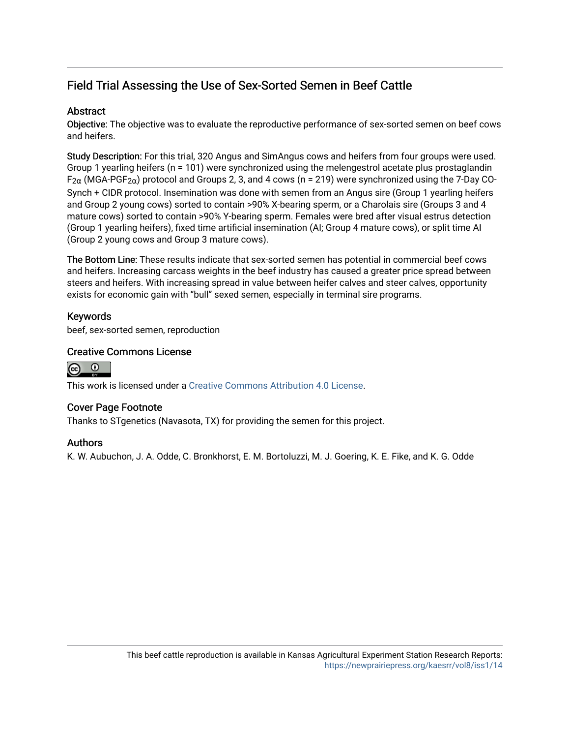## Field Trial Assessing the Use of Sex-Sorted Semen in Beef Cattle

### Abstract

Objective: The objective was to evaluate the reproductive performance of sex-sorted semen on beef cows and heifers.

Study Description: For this trial, 320 Angus and SimAngus cows and heifers from four groups were used. Group 1 yearling heifers (n = 101) were synchronized using the melengestrol acetate plus prostaglandin $F_{2\alpha}$ (MGA-$PGF_{2\alpha}$) protocol and Groups 2, 3, and 4 cows (n = 219) were synchronized using the 7-Day CO-Synch + CIDR protocol. Insemination was done with semen from an Angus sire (Group 1 yearling heifers and Group 2 young cows) sorted to contain >90% X-bearing sperm, or a Charolais sire (Groups 3 and 4 mature cows) sorted to contain >90% Y-bearing sperm. Females were bred after visual estrus detection (Group 1 yearling heifers), fixed time artificial insemination (AI; Group 4 mature cows), or split time AI (Group 2 young cows and Group 3 mature cows).

The Bottom Line: These results indicate that sex-sorted semen has potential in commercial beef cows and heifers. Increasing carcass weights in the beef industry has caused a greater price spread between steers and heifers. With increasing spread in value between heifer calves and steer calves, opportunity exists for economic gain with "bull" sexed semen, especially in terminal sire programs.

### Keywords

beef, sex-sorted semen, reproduction

### Creative Commons License

This work is licensed under a Creative Commons Attribution 4.0 License.

### Cover Page Footnote

Thanks to STgenetics (Navasota, TX) for providing the semen for this project.

### Authors

K. W. Aubuchon, J. A. Odde, C. Bronkhorst, E. M. Bortoluzzi, M. J. Goering, K. E. Fike, and K. G. Odde

This beef cattle reproduction is available in Kansas Agricultural Experiment Station Research Reports: https://newprairiepress.org/kaesrr/vol8/iss1/14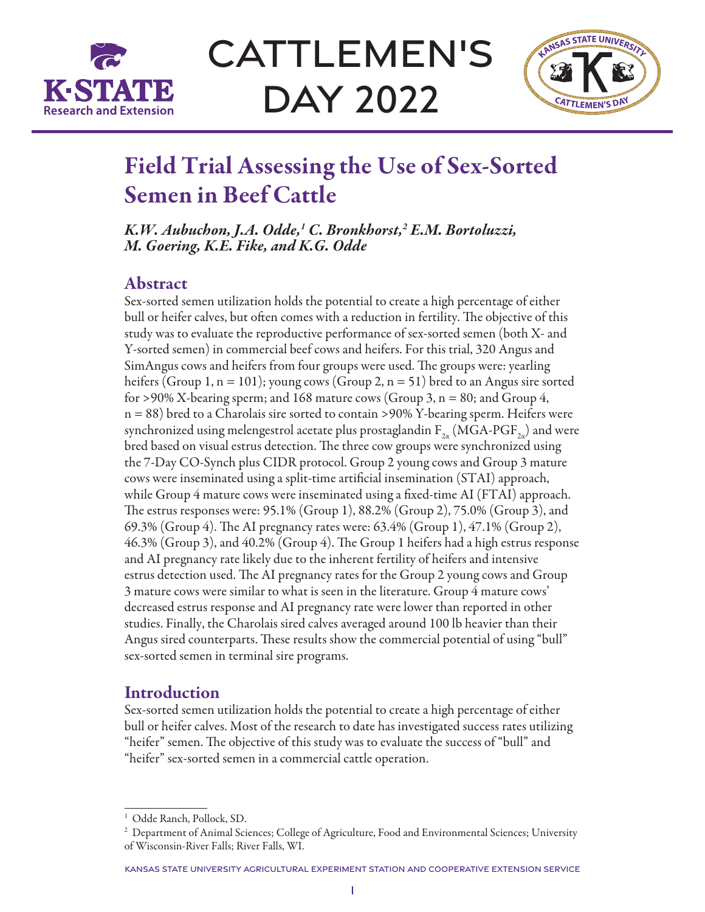# Field Trial Assessing the Use of Sex-Sorted Semen in Beef Cattle

*K.W. Aubuchon, J.A. Odde,[1] C. Bronkhorst,[2] E.M. Bortoluzzi, M. Goering, K.E. Fike, and K.G. Odde*

## Abstract

Sex-sorted semen utilization holds the potential to create a high percentage of either bull or heifer calves, but often comes with a reduction in fertility. The objective of this study was to evaluate the reproductive performance of sex-sorted semen (both X- and Y-sorted semen) in commercial beef cows and heifers. For this trial, 320 Angus and SimAngus cows and heifers from four groups were used. The groups were: yearling heifers (Group 1, n = 101); young cows (Group 2, n = 51) bred to an Angus sire sorted for >90% X-bearing sperm; and 168 mature cows (Group 3, n = 80; and Group 4, n = 88) bred to a Charolais sire sorted to contain >90% Y-bearing sperm. Heifers were synchronized using melengestrol acetate plus prostaglandin $F_{2\alpha}$ (MGA-PG$F_{2\alpha}$) and were bred based on visual estrus detection. The three cow groups were synchronized using the 7-Day CO-Synch plus CIDR protocol. Group 2 young cows and Group 3 mature cows were inseminated using a split-time artificial insemination (STAI) approach, while Group 4 mature cows were inseminated using a fixed-time AI (FTAI) approach. The estrus responses were: 95.1% (Group 1), 88.2% (Group 2), 75.0% (Group 3), and 69.3% (Group 4). The AI pregnancy rates were: 63.4% (Group 1), 47.1% (Group 2), 46.3% (Group 3), and 40.2% (Group 4). The Group 1 heifers had a high estrus response and AI pregnancy rate likely due to the inherent fertility of heifers and intensive estrus detection used. The AI pregnancy rates for the Group 2 young cows and Group 3 mature cows were similar to what is seen in the literature. Group 4 mature cows' decreased estrus response and AI pregnancy rate were lower than reported in other studies. Finally, the Charolais sired calves averaged around 100 lb heavier than their Angus sired counterparts. These results show the commercial potential of using "bull" sex-sorted semen in terminal sire programs.

## Introduction

Sex-sorted semen utilization holds the potential to create a high percentage of either bull or heifer calves. Most of the research to date has investigated success rates utilizing "heifer" semen. The objective of this study was to evaluate the success of "bull" and "heifer" sex-sorted semen in a commercial cattle operation.

---

[1] Odde Ranch, Pollock, SD.

[2] Department of Animal Sciences; College of Agriculture, Food and Environmental Sciences; University of Wisconsin-River Falls; River Falls, WI.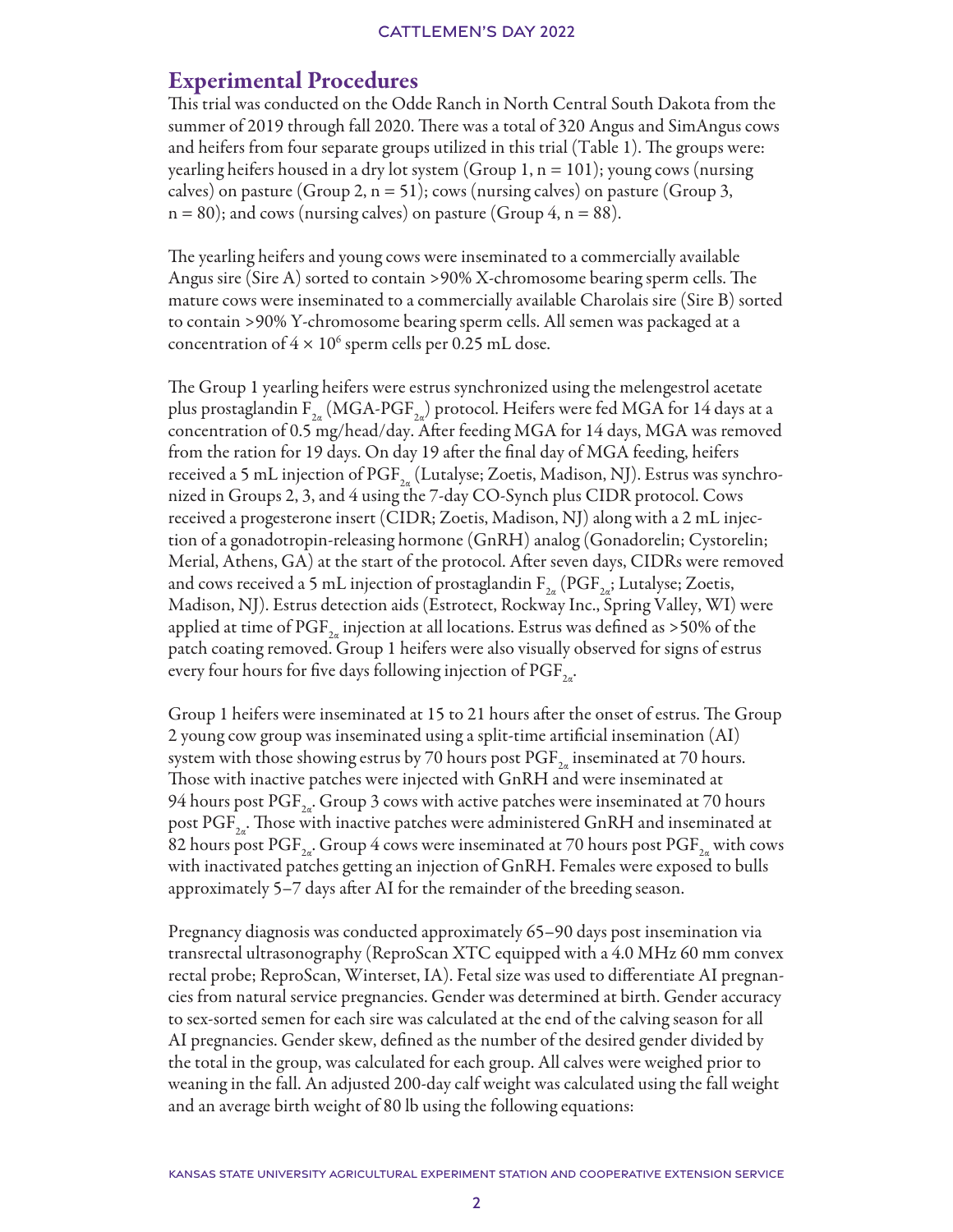## Experimental Procedures

This trial was conducted on the Odde Ranch in North Central South Dakota from the summer of 2019 through fall 2020. There was a total of 320 Angus and SimAngus cows and heifers from four separate groups utilized in this trial (Table 1). The groups were: yearling heifers housed in a dry lot system (Group 1, n = 101); young cows (nursing calves) on pasture (Group 2, n = 51); cows (nursing calves) on pasture (Group 3, n = 80); and cows (nursing calves) on pasture (Group 4, n = 88).

The yearling heifers and young cows were inseminated to a commercially available Angus sire (Sire A) sorted to contain >90% X-chromosome bearing sperm cells. The mature cows were inseminated to a commercially available Charolais sire (Sire B) sorted to contain >90% Y-chromosome bearing sperm cells. All semen was packaged at a concentration of $4 \times 10^6$ sperm cells per 0.25 mL dose.

The Group 1 yearling heifers were estrus synchronized using the melengestrol acetate plus prostaglandin $F_{2\alpha}$ (MGA-$PGF_{2\alpha}$) protocol. Heifers were fed MGA for 14 days at a concentration of 0.5 mg/head/day. After feeding MGA for 14 days, MGA was removed from the ration for 19 days. On day 19 after the final day of MGA feeding, heifers received a 5 mL injection of $PGF_{2\alpha}$ (Lutalyse; Zoetis, Madison, NJ). Estrus was synchronized in Groups 2, 3, and 4 using the 7-day CO-Synch plus CIDR protocol. Cows received a progesterone insert (CIDR; Zoetis, Madison, NJ) along with a 2 mL injection of a gonadotropin-releasing hormone (GnRH) analog (Gonadorelin; Cystorelin; Merial, Athens, GA) at the start of the protocol. After seven days, CIDRs were removed and cows received a 5 mL injection of prostaglandin $F_{2\alpha}$ ($PGF_{2\alpha}$; Lutalyse; Zoetis, Madison, NJ). Estrus detection aids (Estrotect, Rockway Inc., Spring Valley, WI) were applied at time of $PGF_{2\alpha}$ injection at all locations. Estrus was defined as >50% of the patch coating removed. Group 1 heifers were also visually observed for signs of estrus every four hours for five days following injection of $PGF_{2\alpha}$.

Group 1 heifers were inseminated at 15 to 21 hours after the onset of estrus. The Group 2 young cow group was inseminated using a split-time artificial insemination (AI) system with those showing estrus by 70 hours post $PGF_{2\alpha}$ inseminated at 70 hours. Those with inactive patches were injected with GnRH and were inseminated at 94 hours post $PGF_{2\alpha}$. Group 3 cows with active patches were inseminated at 70 hours post $PGF_{2\alpha}$. Those with inactive patches were administered GnRH and inseminated at 82 hours post $PGF_{2\alpha}$. Group 4 cows were inseminated at 70 hours post $PGF_{2\alpha}$ with cows with inactivated patches getting an injection of GnRH. Females were exposed to bulls approximately 5–7 days after AI for the remainder of the breeding season.

Pregnancy diagnosis was conducted approximately 65–90 days post insemination via transrectal ultrasonography (ReproScan XTC equipped with a 4.0 MHz 60 mm convex rectal probe; ReproScan, Winterset, IA). Fetal size was used to differentiate AI pregnancies from natural service pregnancies. Gender was determined at birth. Gender accuracy to sex-sorted semen for each sire was calculated at the end of the calving season for all AI pregnancies. Gender skew, defined as the number of the desired gender divided by the total in the group, was calculated for each group. All calves were weighed prior to weaning in the fall. An adjusted 200-day calf weight was calculated using the fall weight and an average birth weight of 80 lb using the following equations: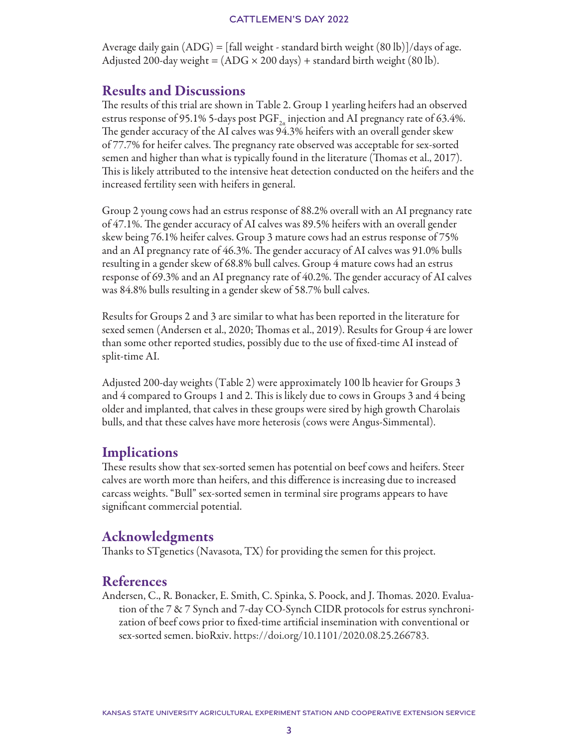Average daily gain (ADG) = [fall weight - standard birth weight (80 lb)]/days of age.
Adjusted 200-day weight = (ADG × 200 days) + standard birth weight (80 lb).

## Results and Discussions

The results of this trial are shown in Table 2. Group 1 yearling heifers had an observed estrus response of 95.1% 5-days post $PGF_{2\alpha}$ injection and AI pregnancy rate of 63.4%. The gender accuracy of the AI calves was 94.3% heifers with an overall gender skew of 77.7% for heifer calves. The pregnancy rate observed was acceptable for sex-sorted semen and higher than what is typically found in the literature (Thomas et al., 2017). This is likely attributed to the intensive heat detection conducted on the heifers and the increased fertility seen with heifers in general.

Group 2 young cows had an estrus response of 88.2% overall with an AI pregnancy rate of 47.1%. The gender accuracy of AI calves was 89.5% heifers with an overall gender skew being 76.1% heifer calves. Group 3 mature cows had an estrus response of 75% and an AI pregnancy rate of 46.3%. The gender accuracy of AI calves was 91.0% bulls resulting in a gender skew of 68.8% bull calves. Group 4 mature cows had an estrus response of 69.3% and an AI pregnancy rate of 40.2%. The gender accuracy of AI calves was 84.8% bulls resulting in a gender skew of 58.7% bull calves.

Results for Groups 2 and 3 are similar to what has been reported in the literature for sexed semen (Andersen et al., 2020; Thomas et al., 2019). Results for Group 4 are lower than some other reported studies, possibly due to the use of fixed-time AI instead of split-time AI.

Adjusted 200-day weights (Table 2) were approximately 100 lb heavier for Groups 3 and 4 compared to Groups 1 and 2. This is likely due to cows in Groups 3 and 4 being older and implanted, that calves in these groups were sired by high growth Charolais bulls, and that these calves have more heterosis (cows were Angus-Simmental).

## Implications

These results show that sex-sorted semen has potential on beef cows and heifers. Steer calves are worth more than heifers, and this difference is increasing due to increased carcass weights. "Bull" sex-sorted semen in terminal sire programs appears to have significant commercial potential.

## Acknowledgments

Thanks to STgenetics (Navasota, TX) for providing the semen for this project.

## References

Andersen, C., R. Bonacker, E. Smith, C. Spinka, S. Poock, and J. Thomas. 2020. Evaluation of the 7 & 7 Synch and 7-day CO-Synch CIDR protocols for estrus synchronization of beef cows prior to fixed-time artificial insemination with conventional or sex-sorted semen. bioRxiv. https://doi.org/10.1101/2020.08.25.266783.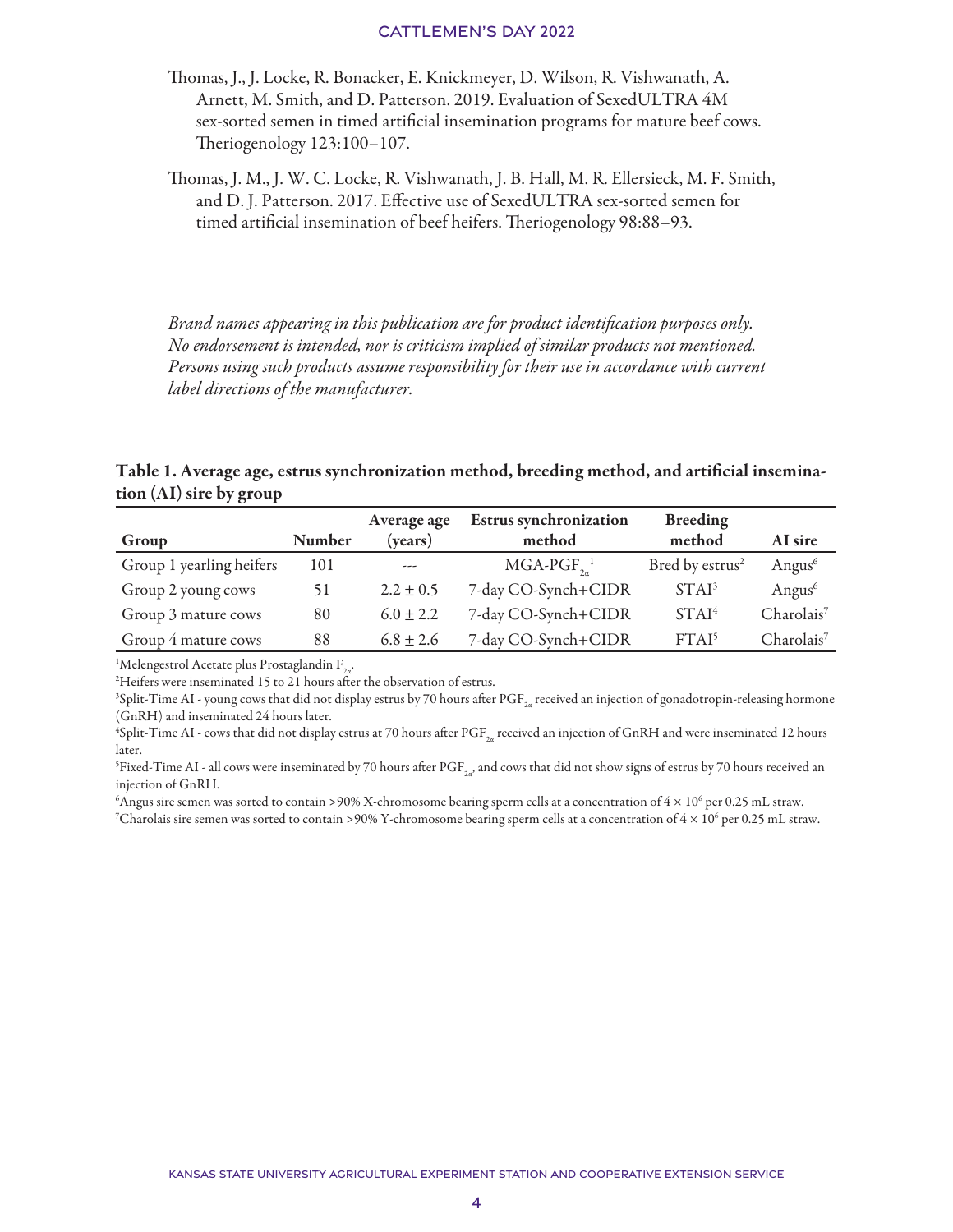Thomas, J., J. Locke, R. Bonacker, E. Knickmeyer, D. Wilson, R. Vishwanath, A. Arnett, M. Smith, and D. Patterson. 2019. Evaluation of SexedULTRA 4M sex-sorted semen in timed artificial insemination programs for mature beef cows. Theriogenology 123:100–107.

Thomas, J. M., J. W. C. Locke, R. Vishwanath, J. B. Hall, M. R. Ellersieck, M. F. Smith, and D. J. Patterson. 2017. Effective use of SexedULTRA sex-sorted semen for timed artificial insemination of beef heifers. Theriogenology 98:88–93.

*Brand names appearing in this publication are for product identification purposes only. No endorsement is intended, nor is criticism implied of similar products not mentioned. Persons using such products assume responsibility for their use in accordance with current label directions of the manufacturer.*

**Table 1. Average age, estrus synchronization method, breeding method, and artificial insemination (AI) sire by group**

| Group | Number | Average age (years) | Estrus synchronization method | Breeding method | AI sire |
|---|---|---|---|---|---|
| Group 1 yearling heifers | 101 | --- | MGA-$PGF_{2\alpha}$[1] | Bred by estrus[2] | Angus[6] |
| Group 2 young cows | 51 | $2.2 \pm 0.5$ | 7-day CO-Synch+CIDR | STAI[3] | Angus[6] |
| Group 3 mature cows | 80 | $6.0 \pm 2.2$ | 7-day CO-Synch+CIDR | STAI[4] | Charolais[7] |
| Group 4 mature cows | 88 | $6.8 \pm 2.6$ | 7-day CO-Synch+CIDR | FTAI[5] | Charolais[7] |

[1]Melengestrol Acetate plus Prostaglandin $F_{2\alpha}$.

[2]Heifers were inseminated 15 to 21 hours after the observation of estrus.

[3]Split-Time AI - young cows that did not display estrus by 70 hours after $PGF_{2\alpha}$ received an injection of gonadotropin-releasing hormone (GnRH) and inseminated 24 hours later.

[4]Split-Time AI - cows that did not display estrus at 70 hours after $PGF_{2\alpha}$ received an injection of GnRH and were inseminated 12 hours later.

[5]Fixed-Time AI - all cows were inseminated by 70 hours after $PGF_{2\alpha}$, and cows that did not show signs of estrus by 70 hours received an injection of GnRH.

[6]Angus sire semen was sorted to contain >90% X-chromosome bearing sperm cells at a concentration of $4 \times 10^6$ per 0.25 mL straw.

[7]Charolais sire semen was sorted to contain >90% Y-chromosome bearing sperm cells at a concentration of $4 \times 10^6$ per 0.25 mL straw.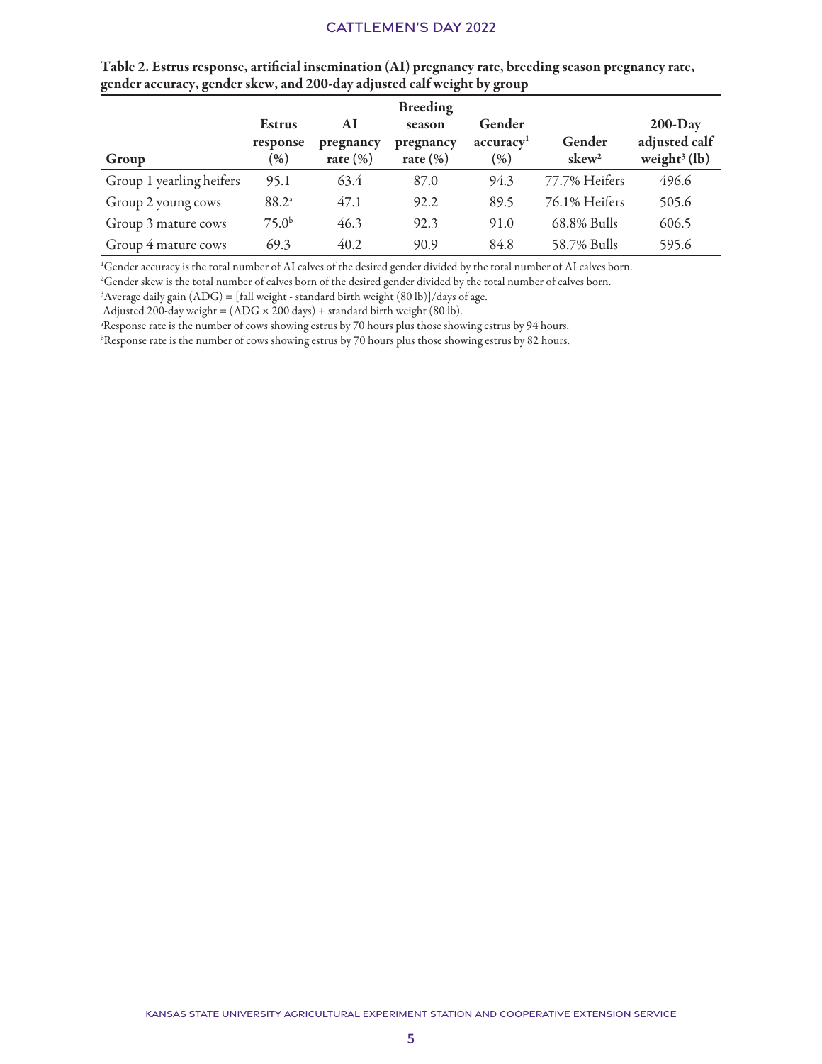**Table 2. Estrus response, artificial insemination (AI) pregnancy rate, breeding season pregnancy rate, gender accuracy, gender skew, and 200-day adjusted calf weight by group**

| Group | Estrus response (%) | AI pregnancy rate (%) | Breeding season pregnancy rate (%) | Gender accuracy[1] (%) | Gender skew[2] | 200-Day adjusted calf weight[3] (lb) |
|---|---|---|---|---|---|---|
| Group 1 yearling heifers | 95.1 | 63.4 | 87.0 | 94.3 | 77.7% Heifers | 496.6 |
| Group 2 young cows | 88.2[a] | 47.1 | 92.2 | 89.5 | 76.1% Heifers | 505.6 |
| Group 3 mature cows | 75.0[b] | 46.3 | 92.3 | 91.0 | 68.8% Bulls | 606.5 |
| Group 4 mature cows | 69.3 | 40.2 | 90.9 | 84.8 | 58.7% Bulls | 595.6 |

[1]Gender accuracy is the total number of AI calves of the desired gender divided by the total number of AI calves born.

[2]Gender skew is the total number of calves born of the desired gender divided by the total number of calves born.

[3]Average daily gain (ADG) = [fall weight - standard birth weight (80 lb)]/days of age.

Adjusted 200-day weight = (ADG × 200 days) + standard birth weight (80 lb).

[a]Response rate is the number of cows showing estrus by 70 hours plus those showing estrus by 94 hours.

[b]Response rate is the number of cows showing estrus by 70 hours plus those showing estrus by 82 hours.